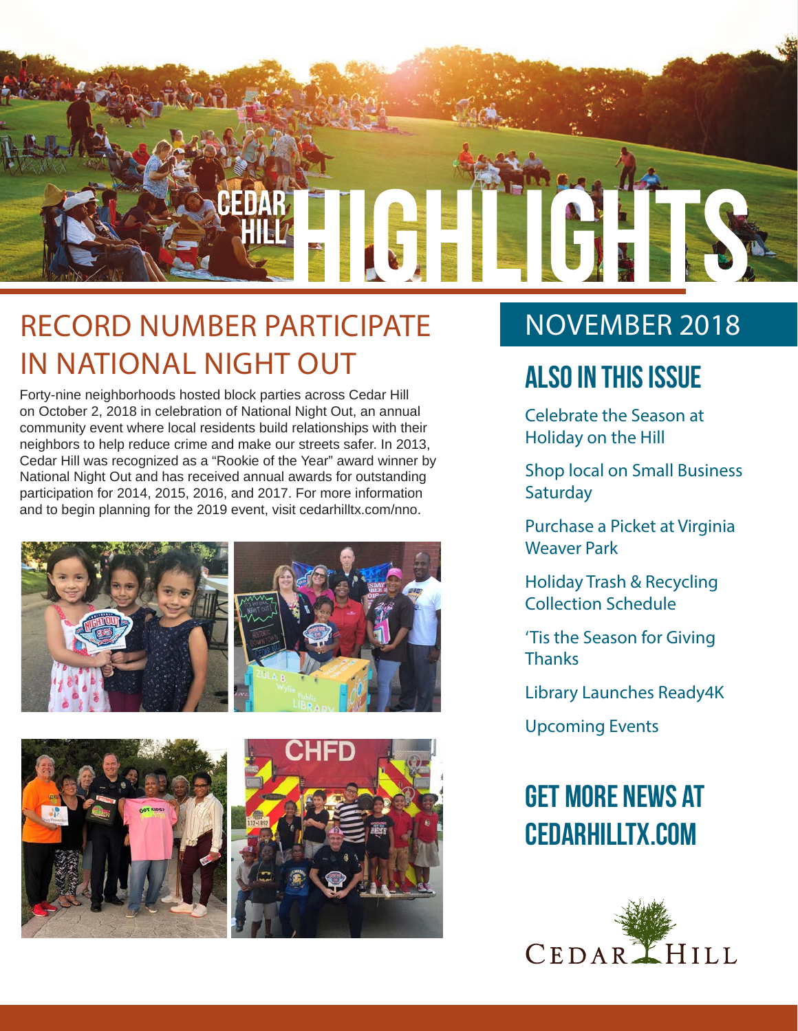# CEDAR HILL HIGHLIGHTS

## NOVEMBER 2018

## RECORD NUMBER PARTICIPATE IN NATIONAL NIGHT OUT

Forty-nine neighborhoods hosted block parties across Cedar Hill on October 2, 2018 in celebration of National Night Out, an annual community event where local residents build relationships with their neighbors to help reduce crime and make our streets safer. In 2013, Cedar Hill was recognized as a "Rookie of the Year" award winner by National Night Out and has received annual awards for outstanding participation for 2014, 2015, 2016, and 2017. For more information and to begin planning for the 2019 event, visit cedarhilltx.com/nno.

## ALSO IN THIS ISSUE

- Celebrate the Season at Holiday on the Hill
- Shop local on Small Business Saturday
- Purchase a Picket at Virginia Weaver Park
- Holiday Trash & Recycling Collection Schedule
- 'Tis the Season for Giving Thanks
- Library Launches Ready4K
- Upcoming Events

## GET MORE NEWS AT CEDARHILLTX.COM

CEDAR HILL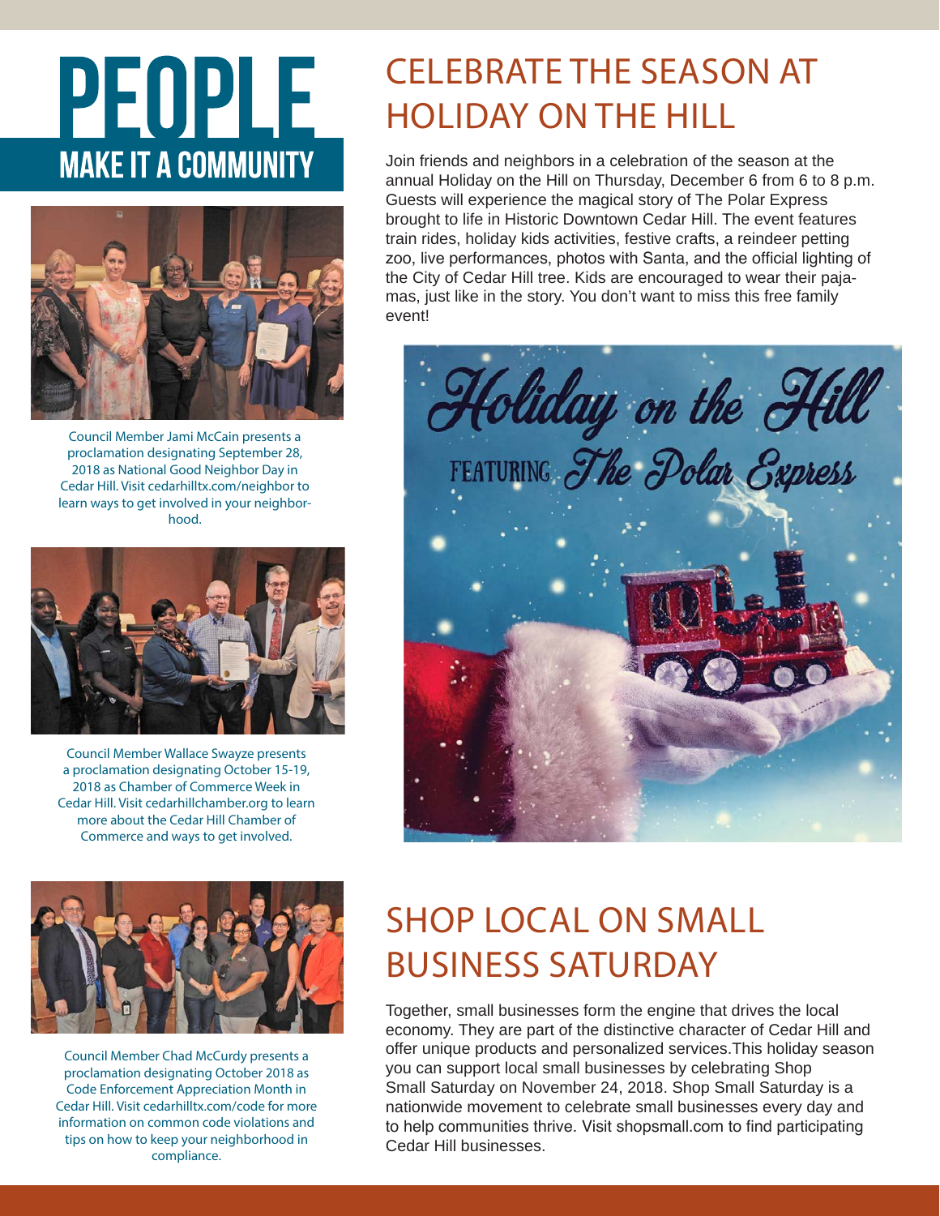# PEOPLE

## MAKE IT A COMMUNITY

Council Member Jami McCain presents a proclamation designating September 28, 2018 as National Good Neighbor Day in Cedar Hill. Visit cedarhilltx.com/neighbor to learn ways to get involved in your neighborhood.

Council Member Wallace Swayze presents a proclamation designating October 15-19, 2018 as Chamber of Commerce Week in Cedar Hill. Visit cedarhillchamber.org to learn more about the Cedar Hill Chamber of Commerce and ways to get involved.

Council Member Chad McCurdy presents a proclamation designating October 2018 as Code Enforcement Appreciation Month in Cedar Hill. Visit cedarhilltx.com/code for more information on common code violations and tips on how to keep your neighborhood in compliance.

## CELEBRATE THE SEASON AT HOLIDAY ON THE HILL

Join friends and neighbors in a celebration of the season at the annual Holiday on the Hill on Thursday, December 6 from 6 to 8 p.m. Guests will experience the magical story of The Polar Express brought to life in Historic Downtown Cedar Hill. The event features train rides, holiday kids activities, festive crafts, a reindeer petting zoo, live performances, photos with Santa, and the official lighting of the City of Cedar Hill tree. Kids are encouraged to wear their pajamas, just like in the story. You don't want to miss this free family event!

## SHOP LOCAL ON SMALL BUSINESS SATURDAY

Together, small businesses form the engine that drives the local economy. They are part of the distinctive character of Cedar Hill and offer unique products and personalized services.This holiday season you can support local small businesses by celebrating Shop Small Saturday on November 24, 2018. Shop Small Saturday is a nationwide movement to celebrate small businesses every day and to help communities thrive. Visit shopsmall.com to find participating Cedar Hill businesses.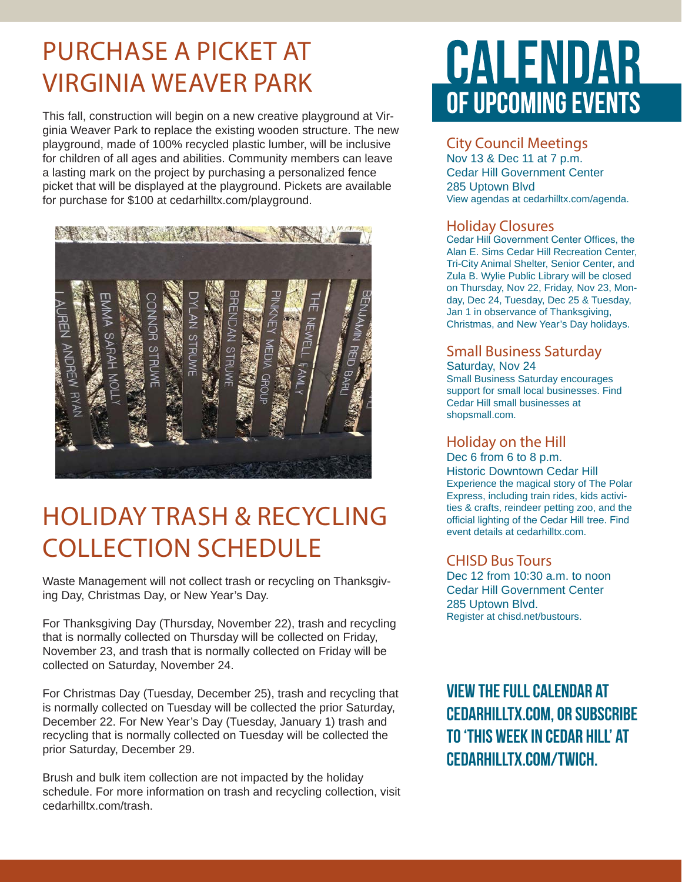# PURCHASE A PICKET AT VIRGINIA WEAVER PARK

This fall, construction will begin on a new creative playground at Virginia Weaver Park to replace the existing wooden structure. The new playground, made of 100% recycled plastic lumber, will be inclusive for children of all ages and abilities. Community members can leave a lasting mark on the project by purchasing a personalized fence picket that will be displayed at the playground. Pickets are available for purchase for $100 at cedarhilltx.com/playground.

# HOLIDAY TRASH & RECYCLING COLLECTION SCHEDULE

Waste Management will not collect trash or recycling on Thanksgiving Day, Christmas Day, or New Year's Day.

For Thanksgiving Day (Thursday, November 22), trash and recycling that is normally collected on Thursday will be collected on Friday, November 23, and trash that is normally collected on Friday will be collected on Saturday, November 24.

For Christmas Day (Tuesday, December 25), trash and recycling that is normally collected on Tuesday will be collected the prior Saturday, December 22. For New Year's Day (Tuesday, January 1) trash and recycling that is normally collected on Tuesday will be collected the prior Saturday, December 29.

Brush and bulk item collection are not impacted by the holiday schedule. For more information on trash and recycling collection, visit cedarhilltx.com/trash.

# CALENDAR OF UPCOMING EVENTS

## City Council Meetings

Nov 13 & Dec 11 at 7 p.m.
Cedar Hill Government Center
285 Uptown Blvd
View agendas at cedarhilltx.com/agenda.

## Holiday Closures

Cedar Hill Government Center Offices, the Alan E. Sims Cedar Hill Recreation Center, Tri-City Animal Shelter, Senior Center, and Zula B. Wylie Public Library will be closed on Thursday, Nov 22, Friday, Nov 23, Monday, Dec 24, Tuesday, Dec 25 & Tuesday, Jan 1 in observance of Thanksgiving, Christmas, and New Year's Day holidays.

## Small Business Saturday

Saturday, Nov 24
Small Business Saturday encourages support for small local businesses. Find Cedar Hill small businesses at shopsmall.com.

## Holiday on the Hill

Dec 6 from 6 to 8 p.m.
Historic Downtown Cedar Hill
Experience the magical story of The Polar Express, including train rides, kids activities & crafts, reindeer petting zoo, and the official lighting of the Cedar Hill tree. Find event details at cedarhilltx.com.

## CHISD Bus Tours

Dec 12 from 10:30 a.m. to noon
Cedar Hill Government Center
285 Uptown Blvd.
Register at chisd.net/bustours.

**VIEW THE FULL CALENDAR AT CEDARHILLTX.COM, OR SUBSCRIBE TO 'THIS WEEK IN CEDAR HILL' AT CEDARHILLTX.COM/TWICH.**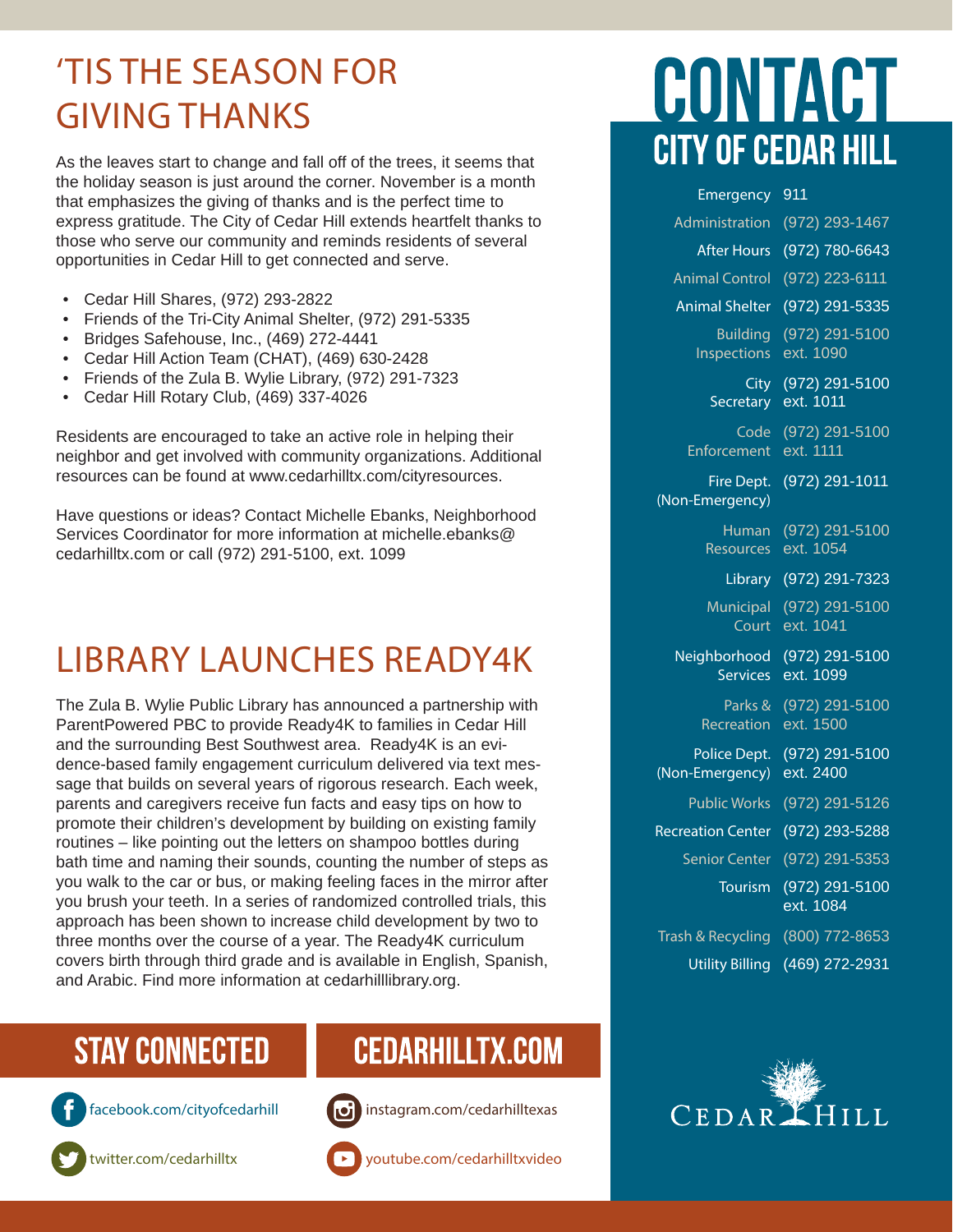# 'TIS THE SEASON FOR GIVING THANKS

As the leaves start to change and fall off of the trees, it seems that the holiday season is just around the corner. November is a month that emphasizes the giving of thanks and is the perfect time to express gratitude. The City of Cedar Hill extends heartfelt thanks to those who serve our community and reminds residents of several opportunities in Cedar Hill to get connected and serve.

- Cedar Hill Shares, (972) 293-2822
- Friends of the Tri-City Animal Shelter, (972) 291-5335
- Bridges Safehouse, Inc., (469) 272-4441
- Cedar Hill Action Team (CHAT), (469) 630-2428
- Friends of the Zula B. Wylie Library, (972) 291-7323
- Cedar Hill Rotary Club, (469) 337-4026

Residents are encouraged to take an active role in helping their neighbor and get involved with community organizations. Additional resources can be found at www.cedarhilltx.com/cityresources.

Have questions or ideas? Contact Michelle Ebanks, Neighborhood Services Coordinator for more information at michelle.ebanks@cedarhilltx.com or call (972) 291-5100, ext. 1099

# LIBRARY LAUNCHES READY4K

The Zula B. Wylie Public Library has announced a partnership with ParentPowered PBC to provide Ready4K to families in Cedar Hill and the surrounding Best Southwest area. Ready4K is an evidence-based family engagement curriculum delivered via text message that builds on several years of rigorous research. Each week, parents and caregivers receive fun facts and easy tips on how to promote their children's development by building on existing family routines – like pointing out the letters on shampoo bottles during bath time and naming their sounds, counting the number of steps as you walk to the car or bus, or making feeling faces in the mirror after you brush your teeth. In a series of randomized controlled trials, this approach has been shown to increase child development by two to three months over the course of a year. The Ready4K curriculum covers birth through third grade and is available in English, Spanish, and Arabic. Find more information at cedarhilllibrary.org.

## STAY CONNECTED

## CEDARHILLTX.COM

facebook.com/cityofcedarhill

instagram.com/cedarhilltexas

twitter.com/cedarhilltx

youtube.com/cedarhilltxvideo

# CONTACT
## CITY OF CEDAR HILL

| | |
|---|---|
| Emergency | 911 |
| Administration | (972) 293-1467 |
| After Hours | (972) 780-6643 |
| Animal Control | (972) 223-6111 |
| Animal Shelter | (972) 291-5335 |
| Building Inspections | (972) 291-5100 ext. 1090 |
| City Secretary | (972) 291-5100 ext. 1011 |
| Code Enforcement | (972) 291-5100 ext. 1111 |
| Fire Dept. (Non-Emergency) | (972) 291-1011 |
| Human Resources | (972) 291-5100 ext. 1054 |
| Library | (972) 291-7323 |
| Municipal Court | (972) 291-5100 ext. 1041 |
| Neighborhood Services | (972) 291-5100 ext. 1099 |
| Parks & Recreation | (972) 291-5100 ext. 1500 |
| Police Dept. (Non-Emergency) | (972) 291-5100 ext. 2400 |
| Public Works | (972) 291-5126 |
| Recreation Center | (972) 293-5288 |
| Senior Center | (972) 291-5353 |
| Tourism | (972) 291-5100 ext. 1084 |
| Trash & Recycling | (800) 772-8653 |
| Utility Billing | (469) 272-2931 |

CEDAR HILL